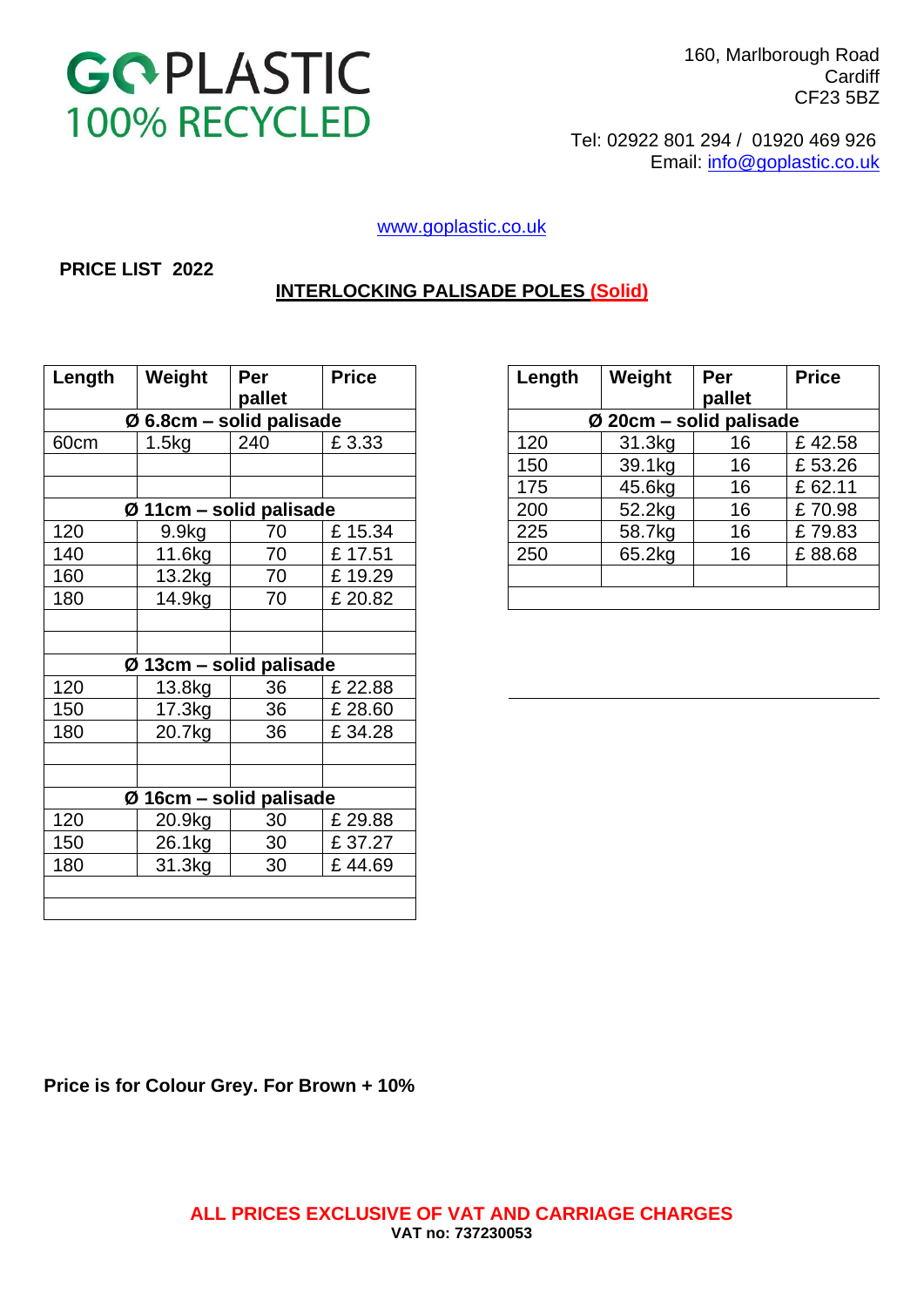GO PLASTIC
100% RECYCLED

160, Marlborough Road
Cardiff
CF23 5BZ

Tel: 02922 801 294 / 01920 469 926
Email: info@goplastic.co.uk

www.goplastic.co.uk

**PRICE LIST 2022**

## INTERLOCKING PALISADE POLES (Solid)

| Length | Weight | Per pallet | Price |
|---|---|---|---|
| **Ø 6.8cm – solid palisade** | | | |
| 60cm | 1.5kg | 240 | £ 3.33 |
| | | | |
| | | | |
| **Ø 11cm – solid palisade** | | | |
| 120 | 9.9kg | 70 | £ 15.34 |
| 140 | 11.6kg | 70 | £ 17.51 |
| 160 | 13.2kg | 70 | £ 19.29 |
| 180 | 14.9kg | 70 | £ 20.82 |
| | | | |
| | | | |
| **Ø 13cm – solid palisade** | | | |
| 120 | 13.8kg | 36 | £ 22.88 |
| 150 | 17.3kg | 36 | £ 28.60 |
| 180 | 20.7kg | 36 | £ 34.28 |
| | | | |
| | | | |
| **Ø 16cm – solid palisade** | | | |
| 120 | 20.9kg | 30 | £ 29.88 |
| 150 | 26.1kg | 30 | £ 37.27 |
| 180 | 31.3kg | 30 | £ 44.69 |
| | | | |
| | | | |

| Length | Weight | Per pallet | Price |
|---|---|---|---|
| **Ø 20cm – solid palisade** | | | |
| 120 | 31.3kg | 16 | £ 42.58 |
| 150 | 39.1kg | 16 | £ 53.26 |
| 175 | 45.6kg | 16 | £ 62.11 |
| 200 | 52.2kg | 16 | £ 70.98 |
| 225 | 58.7kg | 16 | £ 79.83 |
| 250 | 65.2kg | 16 | £ 88.68 |
| | | | |
| | | | |

**Price is for Colour Grey. For Brown + 10%**

**ALL PRICES EXCLUSIVE OF VAT AND CARRIAGE CHARGES**
**VAT no: 737230053**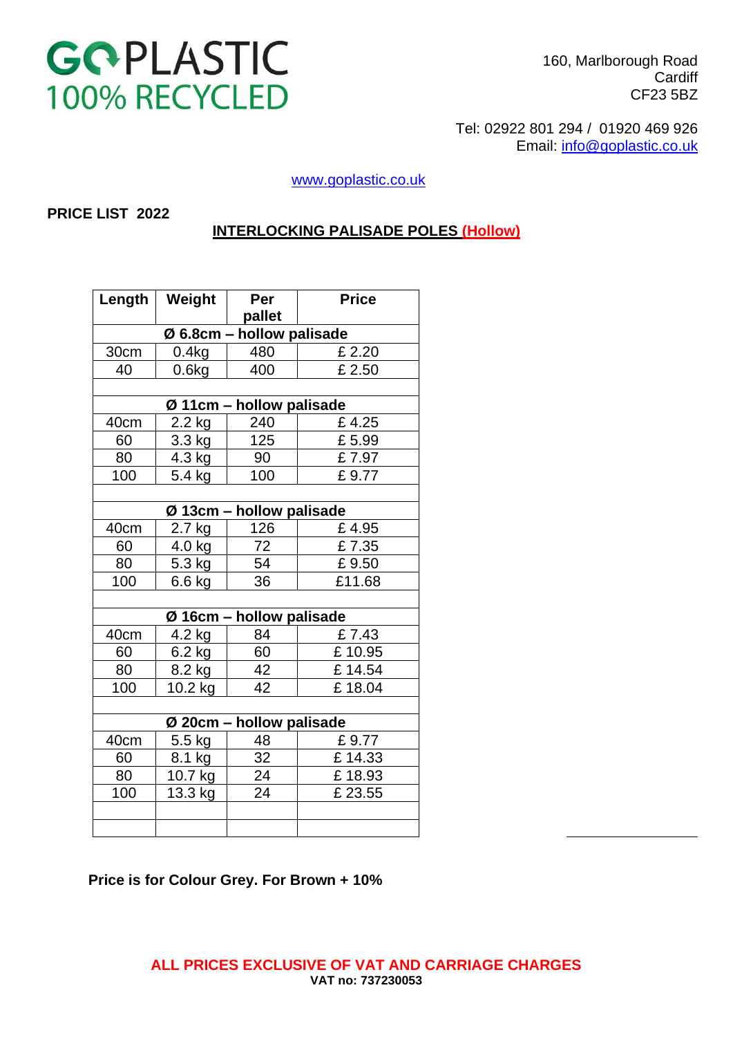**GOPLASTIC**
**100% RECYCLED**

160, Marlborough Road
Cardiff
CF23 5BZ

Tel: 02922 801 294 / 01920 469 926
Email: info@goplastic.co.uk

www.goplastic.co.uk

**PRICE LIST 2022**

## INTERLOCKING PALISADE POLES (Hollow)

| Length | Weight | Per pallet | Price |
|---|---|---|---|
| **Ø 6.8cm – hollow palisade** | | | |
| 30cm | 0.4kg | 480 | £ 2.20 |
| 40 | 0.6kg | 400 | £ 2.50 |
| | | | |
| **Ø 11cm – hollow palisade** | | | |
| 40cm | 2.2 kg | 240 | £ 4.25 |
| 60 | 3.3 kg | 125 | £ 5.99 |
| 80 | 4.3 kg | 90 | £ 7.97 |
| 100 | 5.4 kg | 100 | £ 9.77 |
| | | | |
| **Ø 13cm – hollow palisade** | | | |
| 40cm | 2.7 kg | 126 | £ 4.95 |
| 60 | 4.0 kg | 72 | £ 7.35 |
| 80 | 5.3 kg | 54 | £ 9.50 |
| 100 | 6.6 kg | 36 | £11.68 |
| | | | |
| **Ø 16cm – hollow palisade** | | | |
| 40cm | 4.2 kg | 84 | £ 7.43 |
| 60 | 6.2 kg | 60 | £ 10.95 |
| 80 | 8.2 kg | 42 | £ 14.54 |
| 100 | 10.2 kg | 42 | £ 18.04 |
| | | | |
| **Ø 20cm – hollow palisade** | | | |
| 40cm | 5.5 kg | 48 | £ 9.77 |
| 60 | 8.1 kg | 32 | £ 14.33 |
| 80 | 10.7 kg | 24 | £ 18.93 |
| 100 | 13.3 kg | 24 | £ 23.55 |
| | | | |
| | | | |

**Price is for Colour Grey. For Brown + 10%**

**ALL PRICES EXCLUSIVE OF VAT AND CARRIAGE CHARGES**
**VAT no: 737230053**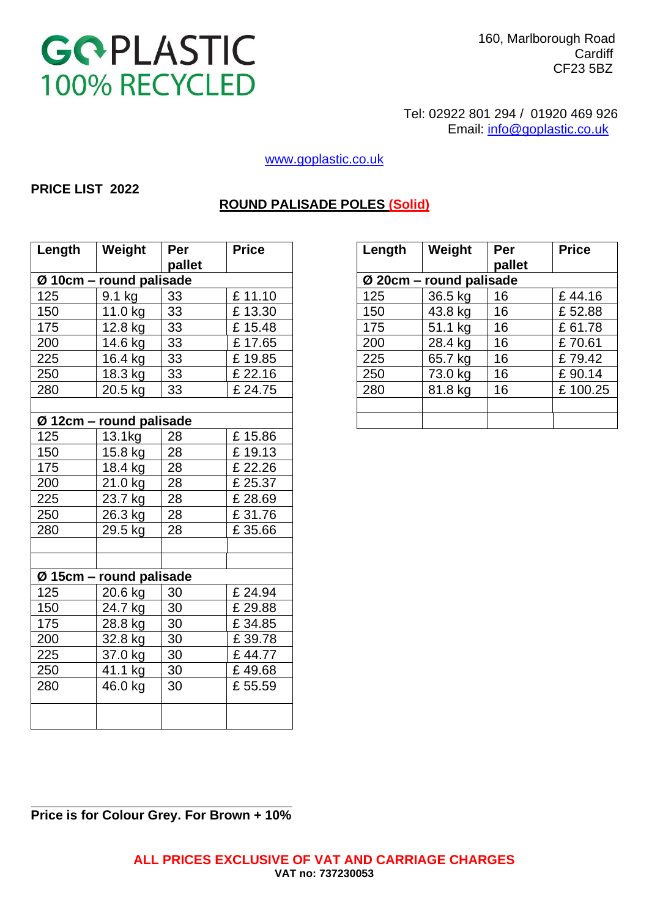# GOPLASTIC 100% RECYCLED

160, Marlborough Road
Cardiff
CF23 5BZ

Tel: 02922 801 294 / 01920 469 926
Email: info@goplastic.co.uk

www.goplastic.co.uk

**PRICE LIST 2022**

**ROUND PALISADE POLES (Solid)**

| Length | Weight | Per pallet | Price |
|---|---|---|---|
| **Ø 10cm – round palisade** | | | |
| 125 | 9.1 kg | 33 | £ 11.10 |
| 150 | 11.0 kg | 33 | £ 13.30 |
| 175 | 12.8 kg | 33 | £ 15.48 |
| 200 | 14.6 kg | 33 | £ 17.65 |
| 225 | 16.4 kg | 33 | £ 19.85 |
| 250 | 18.3 kg | 33 | £ 22.16 |
| 280 | 20.5 kg | 33 | £ 24.75 |
| **Ø 12cm – round palisade** | | | |
| 125 | 13.1kg | 28 | £ 15.86 |
| 150 | 15.8 kg | 28 | £ 19.13 |
| 175 | 18.4 kg | 28 | £ 22.26 |
| 200 | 21.0 kg | 28 | £ 25.37 |
| 225 | 23.7 kg | 28 | £ 28.69 |
| 250 | 26.3 kg | 28 | £ 31.76 |
| 280 | 29.5 kg | 28 | £ 35.66 |
| **Ø 15cm – round palisade** | | | |
| 125 | 20.6 kg | 30 | £ 24.94 |
| 150 | 24.7 kg | 30 | £ 29.88 |
| 175 | 28.8 kg | 30 | £ 34.85 |
| 200 | 32.8 kg | 30 | £ 39.78 |
| 225 | 37.0 kg | 30 | £ 44.77 |
| 250 | 41.1 kg | 30 | £ 49.68 |
| 280 | 46.0 kg | 30 | £ 55.59 |

| Length | Weight | Per pallet | Price |
|---|---|---|---|
| **Ø 20cm – round palisade** | | | |
| 125 | 36.5 kg | 16 | £ 44.16 |
| 150 | 43.8 kg | 16 | £ 52.88 |
| 175 | 51.1 kg | 16 | £ 61.78 |
| 200 | 28.4 kg | 16 | £ 70.61 |
| 225 | 65.7 kg | 16 | £ 79.42 |
| 250 | 73.0 kg | 16 | £ 90.14 |
| 280 | 81.8 kg | 16 | £ 100.25 |

**Price is for Colour Grey. For Brown + 10%**

**ALL PRICES EXCLUSIVE OF VAT AND CARRIAGE CHARGES**
**VAT no: 737230053**